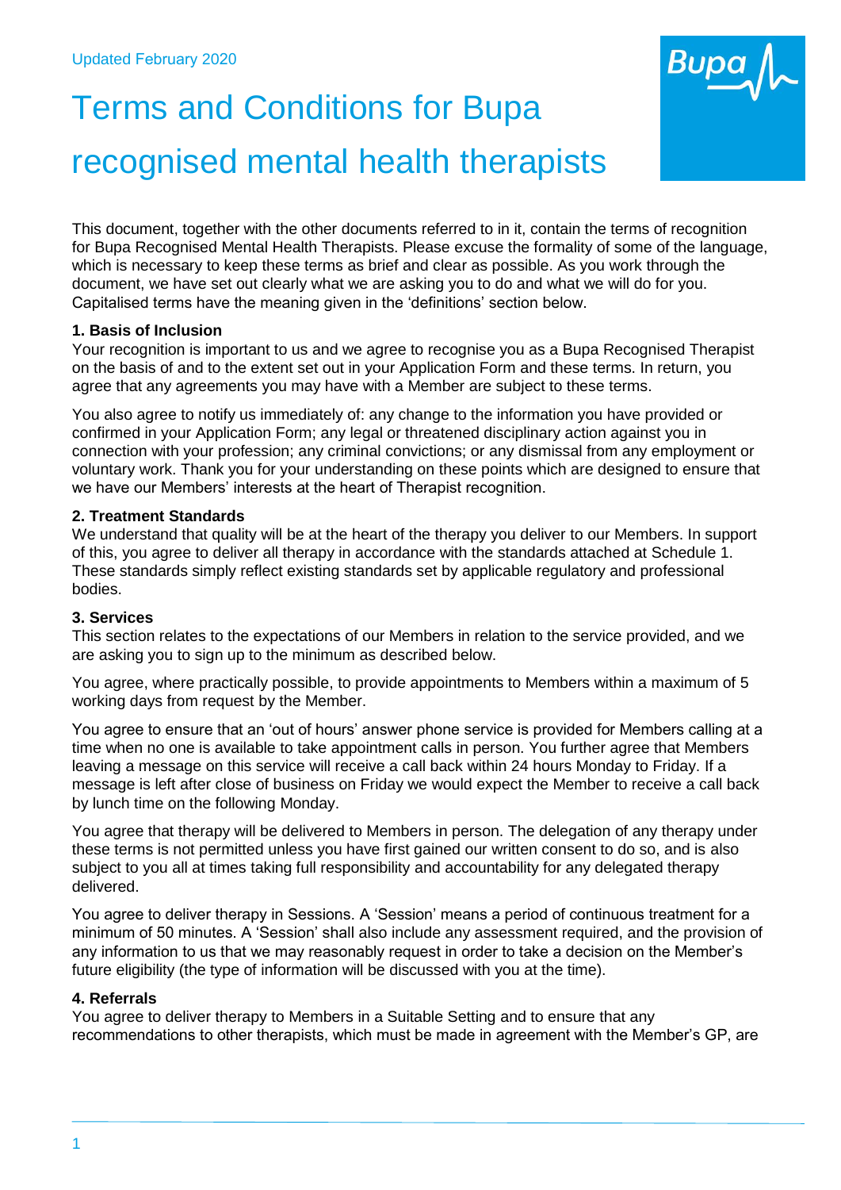Updated February 2020

# Terms and Conditions for Bupa recognised mental health therapists

This document, together with the other documents referred to in it, contain the terms of recognition for Bupa Recognised Mental Health Therapists. Please excuse the formality of some of the language, which is necessary to keep these terms as brief and clear as possible. As you work through the document, we have set out clearly what we are asking you to do and what we will do for you. Capitalised terms have the meaning given in the 'definitions' section below.

**1. Basis of Inclusion**

Your recognition is important to us and we agree to recognise you as a Bupa Recognised Therapist on the basis of and to the extent set out in your Application Form and these terms. In return, you agree that any agreements you may have with a Member are subject to these terms.

You also agree to notify us immediately of: any change to the information you have provided or confirmed in your Application Form; any legal or threatened disciplinary action against you in connection with your profession; any criminal convictions; or any dismissal from any employment or voluntary work. Thank you for your understanding on these points which are designed to ensure that we have our Members' interests at the heart of Therapist recognition.

**2. Treatment Standards**

We understand that quality will be at the heart of the therapy you deliver to our Members. In support of this, you agree to deliver all therapy in accordance with the standards attached at Schedule 1. These standards simply reflect existing standards set by applicable regulatory and professional bodies.

**3. Services**

This section relates to the expectations of our Members in relation to the service provided, and we are asking you to sign up to the minimum as described below.

You agree, where practically possible, to provide appointments to Members within a maximum of 5 working days from request by the Member.

You agree to ensure that an 'out of hours' answer phone service is provided for Members calling at a time when no one is available to take appointment calls in person. You further agree that Members leaving a message on this service will receive a call back within 24 hours Monday to Friday. If a message is left after close of business on Friday we would expect the Member to receive a call back by lunch time on the following Monday.

You agree that therapy will be delivered to Members in person. The delegation of any therapy under these terms is not permitted unless you have first gained our written consent to do so, and is also subject to you all at times taking full responsibility and accountability for any delegated therapy delivered.

You agree to deliver therapy in Sessions. A 'Session' means a period of continuous treatment for a minimum of 50 minutes. A 'Session' shall also include any assessment required, and the provision of any information to us that we may reasonably request in order to take a decision on the Member's future eligibility (the type of information will be discussed with you at the time).

**4. Referrals**

You agree to deliver therapy to Members in a Suitable Setting and to ensure that any recommendations to other therapists, which must be made in agreement with the Member's GP, are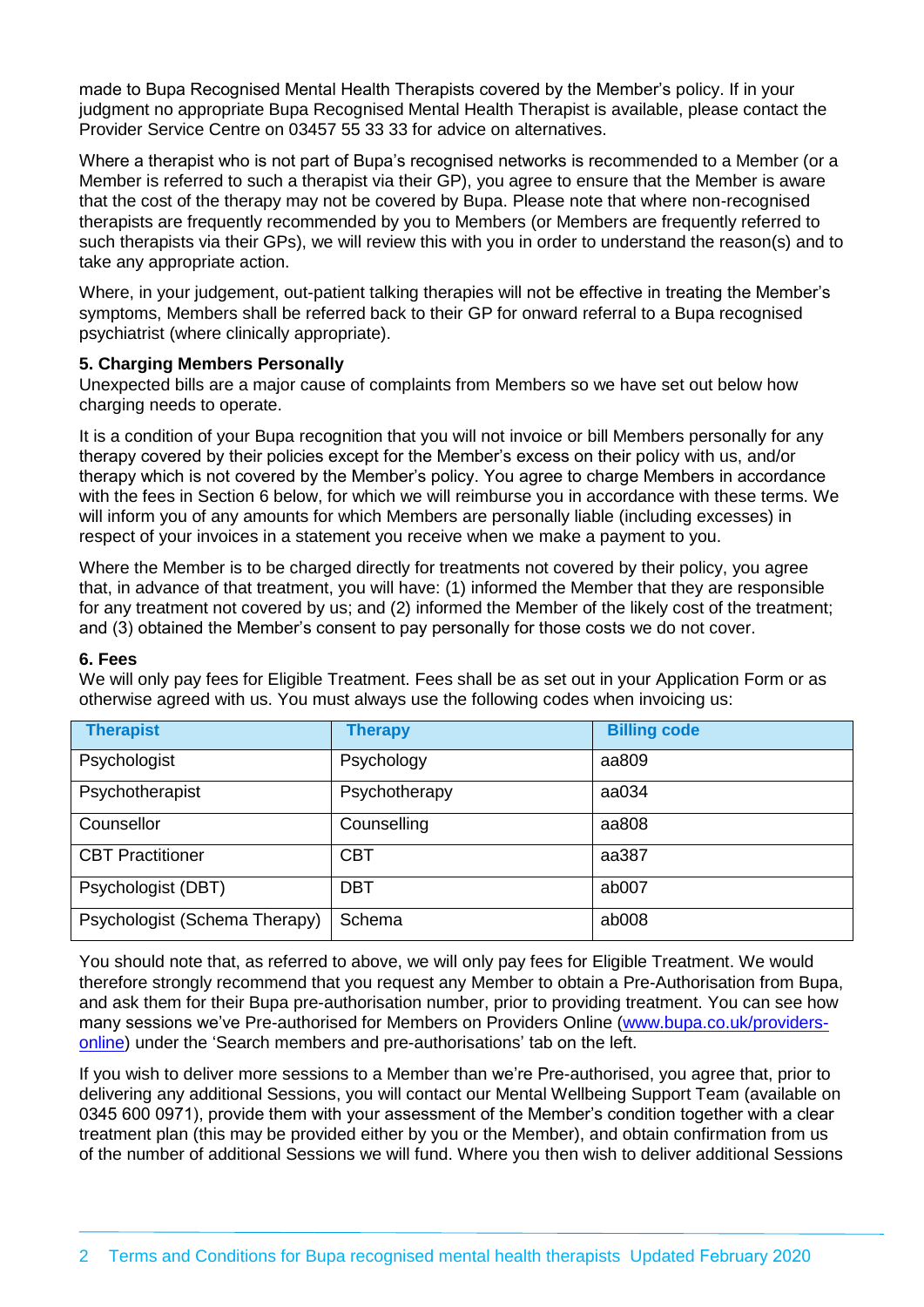made to Bupa Recognised Mental Health Therapists covered by the Member's policy. If in your judgment no appropriate Bupa Recognised Mental Health Therapist is available, please contact the Provider Service Centre on 03457 55 33 33 for advice on alternatives.

Where a therapist who is not part of Bupa's recognised networks is recommended to a Member (or a Member is referred to such a therapist via their GP), you agree to ensure that the Member is aware that the cost of the therapy may not be covered by Bupa. Please note that where non-recognised therapists are frequently recommended by you to Members (or Members are frequently referred to such therapists via their GPs), we will review this with you in order to understand the reason(s) and to take any appropriate action.

Where, in your judgement, out-patient talking therapies will not be effective in treating the Member's symptoms, Members shall be referred back to their GP for onward referral to a Bupa recognised psychiatrist (where clinically appropriate).

### 5. Charging Members Personally

Unexpected bills are a major cause of complaints from Members so we have set out below how charging needs to operate.

It is a condition of your Bupa recognition that you will not invoice or bill Members personally for any therapy covered by their policies except for the Member's excess on their policy with us, and/or therapy which is not covered by the Member's policy. You agree to charge Members in accordance with the fees in Section 6 below, for which we will reimburse you in accordance with these terms. We will inform you of any amounts for which Members are personally liable (including excesses) in respect of your invoices in a statement you receive when we make a payment to you.

Where the Member is to be charged directly for treatments not covered by their policy, you agree that, in advance of that treatment, you will have: (1) informed the Member that they are responsible for any treatment not covered by us; and (2) informed the Member of the likely cost of the treatment; and (3) obtained the Member's consent to pay personally for those costs we do not cover.

### 6. Fees

We will only pay fees for Eligible Treatment. Fees shall be as set out in your Application Form or as otherwise agreed with us. You must always use the following codes when invoicing us:

| Therapist | Therapy | Billing code |
|---|---|---|
| Psychologist | Psychology | aa809 |
| Psychotherapist | Psychotherapy | aa034 |
| Counsellor | Counselling | aa808 |
| CBT Practitioner | CBT | aa387 |
| Psychologist (DBT) | DBT | ab007 |
| Psychologist (Schema Therapy) | Schema | ab008 |

You should note that, as referred to above, we will only pay fees for Eligible Treatment. We would therefore strongly recommend that you request any Member to obtain a Pre-Authorisation from Bupa, and ask them for their Bupa pre-authorisation number, prior to providing treatment. You can see how many sessions we've Pre-authorised for Members on Providers Online ([www.bupa.co.uk/providers-online](www.bupa.co.uk/providers-online)) under the 'Search members and pre-authorisations' tab on the left.

If you wish to deliver more sessions to a Member than we're Pre-authorised, you agree that, prior to delivering any additional Sessions, you will contact our Mental Wellbeing Support Team (available on 0345 600 0971), provide them with your assessment of the Member's condition together with a clear treatment plan (this may be provided either by you or the Member), and obtain confirmation from us of the number of additional Sessions we will fund. Where you then wish to deliver additional Sessions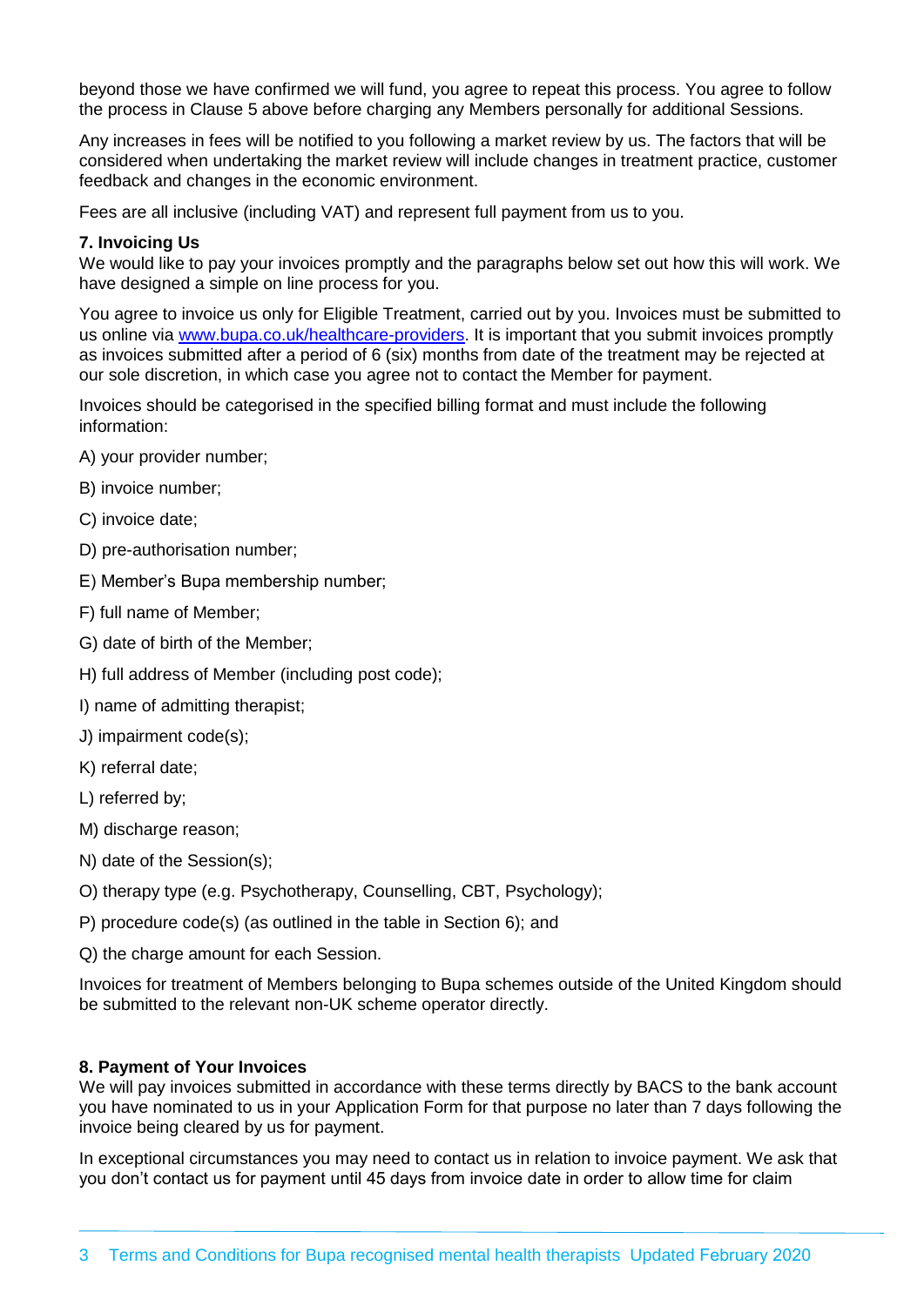beyond those we have confirmed we will fund, you agree to repeat this process. You agree to follow the process in Clause 5 above before charging any Members personally for additional Sessions.

Any increases in fees will be notified to you following a market review by us. The factors that will be considered when undertaking the market review will include changes in treatment practice, customer feedback and changes in the economic environment.

Fees are all inclusive (including VAT) and represent full payment from us to you.

**7. Invoicing Us**

We would like to pay your invoices promptly and the paragraphs below set out how this will work. We have designed a simple on line process for you.

You agree to invoice us only for Eligible Treatment, carried out by you. Invoices must be submitted to us online via [www.bupa.co.uk/healthcare-providers](www.bupa.co.uk/healthcare-providers). It is important that you submit invoices promptly as invoices submitted after a period of 6 (six) months from date of the treatment may be rejected at our sole discretion, in which case you agree not to contact the Member for payment.

Invoices should be categorised in the specified billing format and must include the following information:

A) your provider number;

B) invoice number;

C) invoice date;

D) pre-authorisation number;

E) Member's Bupa membership number;

F) full name of Member;

G) date of birth of the Member;

H) full address of Member (including post code);

I) name of admitting therapist;

J) impairment code(s);

K) referral date;

L) referred by;

M) discharge reason;

N) date of the Session(s);

O) therapy type (e.g. Psychotherapy, Counselling, CBT, Psychology);

P) procedure code(s) (as outlined in the table in Section 6); and

Q) the charge amount for each Session.

Invoices for treatment of Members belonging to Bupa schemes outside of the United Kingdom should be submitted to the relevant non-UK scheme operator directly.

**8. Payment of Your Invoices**

We will pay invoices submitted in accordance with these terms directly by BACS to the bank account you have nominated to us in your Application Form for that purpose no later than 7 days following the invoice being cleared by us for payment.

In exceptional circumstances you may need to contact us in relation to invoice payment. We ask that you don't contact us for payment until 45 days from invoice date in order to allow time for claim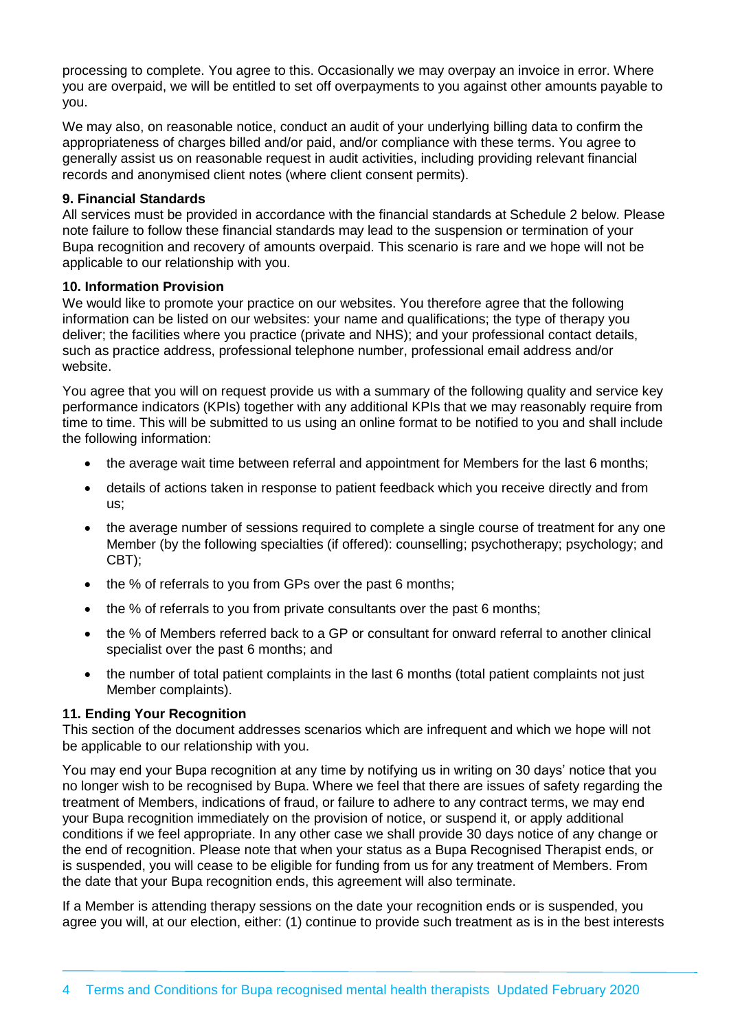processing to complete. You agree to this. Occasionally we may overpay an invoice in error. Where you are overpaid, we will be entitled to set off overpayments to you against other amounts payable to you.

We may also, on reasonable notice, conduct an audit of your underlying billing data to confirm the appropriateness of charges billed and/or paid, and/or compliance with these terms. You agree to generally assist us on reasonable request in audit activities, including providing relevant financial records and anonymised client notes (where client consent permits).

**9. Financial Standards**

All services must be provided in accordance with the financial standards at Schedule 2 below. Please note failure to follow these financial standards may lead to the suspension or termination of your Bupa recognition and recovery of amounts overpaid. This scenario is rare and we hope will not be applicable to our relationship with you.

**10. Information Provision**

We would like to promote your practice on our websites. You therefore agree that the following information can be listed on our websites: your name and qualifications; the type of therapy you deliver; the facilities where you practice (private and NHS); and your professional contact details, such as practice address, professional telephone number, professional email address and/or website.

You agree that you will on request provide us with a summary of the following quality and service key performance indicators (KPIs) together with any additional KPIs that we may reasonably require from time to time. This will be submitted to us using an online format to be notified to you and shall include the following information:

- the average wait time between referral and appointment for Members for the last 6 months;
- details of actions taken in response to patient feedback which you receive directly and from us;
- the average number of sessions required to complete a single course of treatment for any one Member (by the following specialties (if offered): counselling; psychotherapy; psychology; and CBT);
- the % of referrals to you from GPs over the past 6 months;
- the % of referrals to you from private consultants over the past 6 months;
- the % of Members referred back to a GP or consultant for onward referral to another clinical specialist over the past 6 months; and
- the number of total patient complaints in the last 6 months (total patient complaints not just Member complaints).

**11. Ending Your Recognition**

This section of the document addresses scenarios which are infrequent and which we hope will not be applicable to our relationship with you.

You may end your Bupa recognition at any time by notifying us in writing on 30 days' notice that you no longer wish to be recognised by Bupa. Where we feel that there are issues of safety regarding the treatment of Members, indications of fraud, or failure to adhere to any contract terms, we may end your Bupa recognition immediately on the provision of notice, or suspend it, or apply additional conditions if we feel appropriate. In any other case we shall provide 30 days notice of any change or the end of recognition. Please note that when your status as a Bupa Recognised Therapist ends, or is suspended, you will cease to be eligible for funding from us for any treatment of Members. From the date that your Bupa recognition ends, this agreement will also terminate.

If a Member is attending therapy sessions on the date your recognition ends or is suspended, you agree you will, at our election, either: (1) continue to provide such treatment as is in the best interests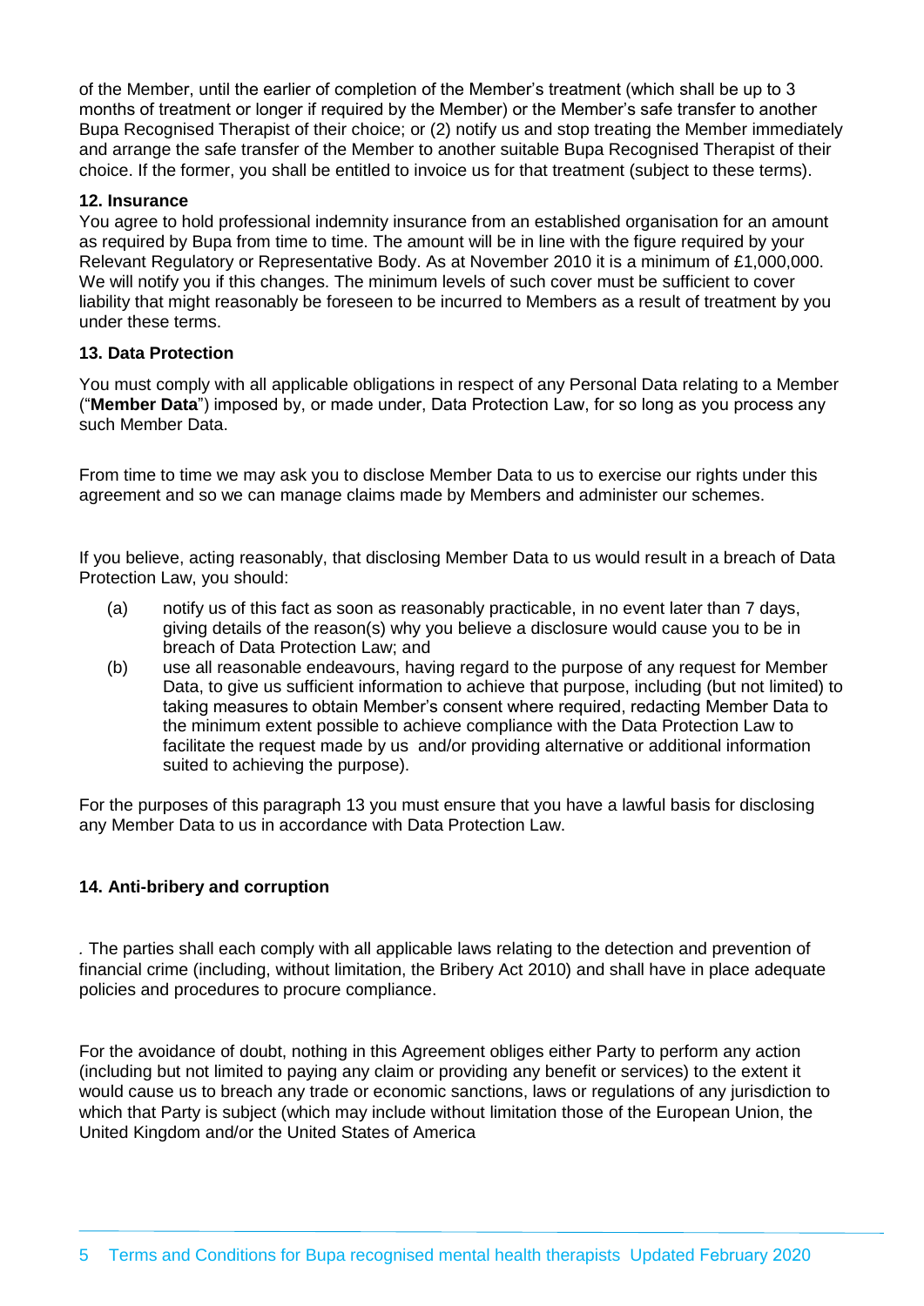of the Member, until the earlier of completion of the Member's treatment (which shall be up to 3 months of treatment or longer if required by the Member) or the Member's safe transfer to another Bupa Recognised Therapist of their choice; or (2) notify us and stop treating the Member immediately and arrange the safe transfer of the Member to another suitable Bupa Recognised Therapist of their choice. If the former, you shall be entitled to invoice us for that treatment (subject to these terms).

**12. Insurance**

You agree to hold professional indemnity insurance from an established organisation for an amount as required by Bupa from time to time. The amount will be in line with the figure required by your Relevant Regulatory or Representative Body. As at November 2010 it is a minimum of £1,000,000. We will notify you if this changes. The minimum levels of such cover must be sufficient to cover liability that might reasonably be foreseen to be incurred to Members as a result of treatment by you under these terms.

**13. Data Protection**

You must comply with all applicable obligations in respect of any Personal Data relating to a Member ("**Member Data**") imposed by, or made under, Data Protection Law, for so long as you process any such Member Data.

From time to time we may ask you to disclose Member Data to us to exercise our rights under this agreement and so we can manage claims made by Members and administer our schemes.

If you believe, acting reasonably, that disclosing Member Data to us would result in a breach of Data Protection Law, you should:

(a) notify us of this fact as soon as reasonably practicable, in no event later than 7 days, giving details of the reason(s) why you believe a disclosure would cause you to be in breach of Data Protection Law; and

(b) use all reasonable endeavours, having regard to the purpose of any request for Member Data, to give us sufficient information to achieve that purpose, including (but not limited) to taking measures to obtain Member's consent where required, redacting Member Data to the minimum extent possible to achieve compliance with the Data Protection Law to facilitate the request made by us and/or providing alternative or additional information suited to achieving the purpose).

For the purposes of this paragraph 13 you must ensure that you have a lawful basis for disclosing any Member Data to us in accordance with Data Protection Law.

**14. Anti-bribery and corruption**

. The parties shall each comply with all applicable laws relating to the detection and prevention of financial crime (including, without limitation, the Bribery Act 2010) and shall have in place adequate policies and procedures to procure compliance.

For the avoidance of doubt, nothing in this Agreement obliges either Party to perform any action (including but not limited to paying any claim or providing any benefit or services) to the extent it would cause us to breach any trade or economic sanctions, laws or regulations of any jurisdiction to which that Party is subject (which may include without limitation those of the European Union, the United Kingdom and/or the United States of America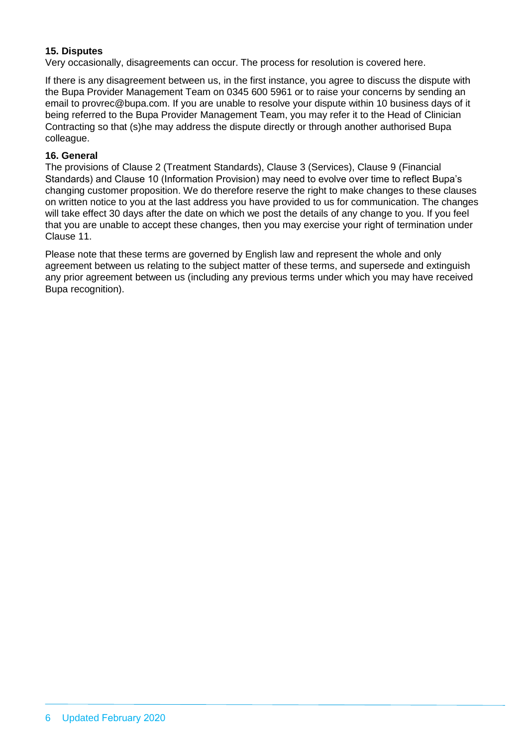**15. Disputes**

Very occasionally, disagreements can occur. The process for resolution is covered here.

If there is any disagreement between us, in the first instance, you agree to discuss the dispute with the Bupa Provider Management Team on 0345 600 5961 or to raise your concerns by sending an email to provrec@bupa.com. If you are unable to resolve your dispute within 10 business days of it being referred to the Bupa Provider Management Team, you may refer it to the Head of Clinician Contracting so that (s)he may address the dispute directly or through another authorised Bupa colleague.

**16. General**

The provisions of Clause 2 (Treatment Standards), Clause 3 (Services), Clause 9 (Financial Standards) and Clause 10 (Information Provision) may need to evolve over time to reflect Bupa's changing customer proposition. We do therefore reserve the right to make changes to these clauses on written notice to you at the last address you have provided to us for communication. The changes will take effect 30 days after the date on which we post the details of any change to you. If you feel that you are unable to accept these changes, then you may exercise your right of termination under Clause 11.

Please note that these terms are governed by English law and represent the whole and only agreement between us relating to the subject matter of these terms, and supersede and extinguish any prior agreement between us (including any previous terms under which you may have received Bupa recognition).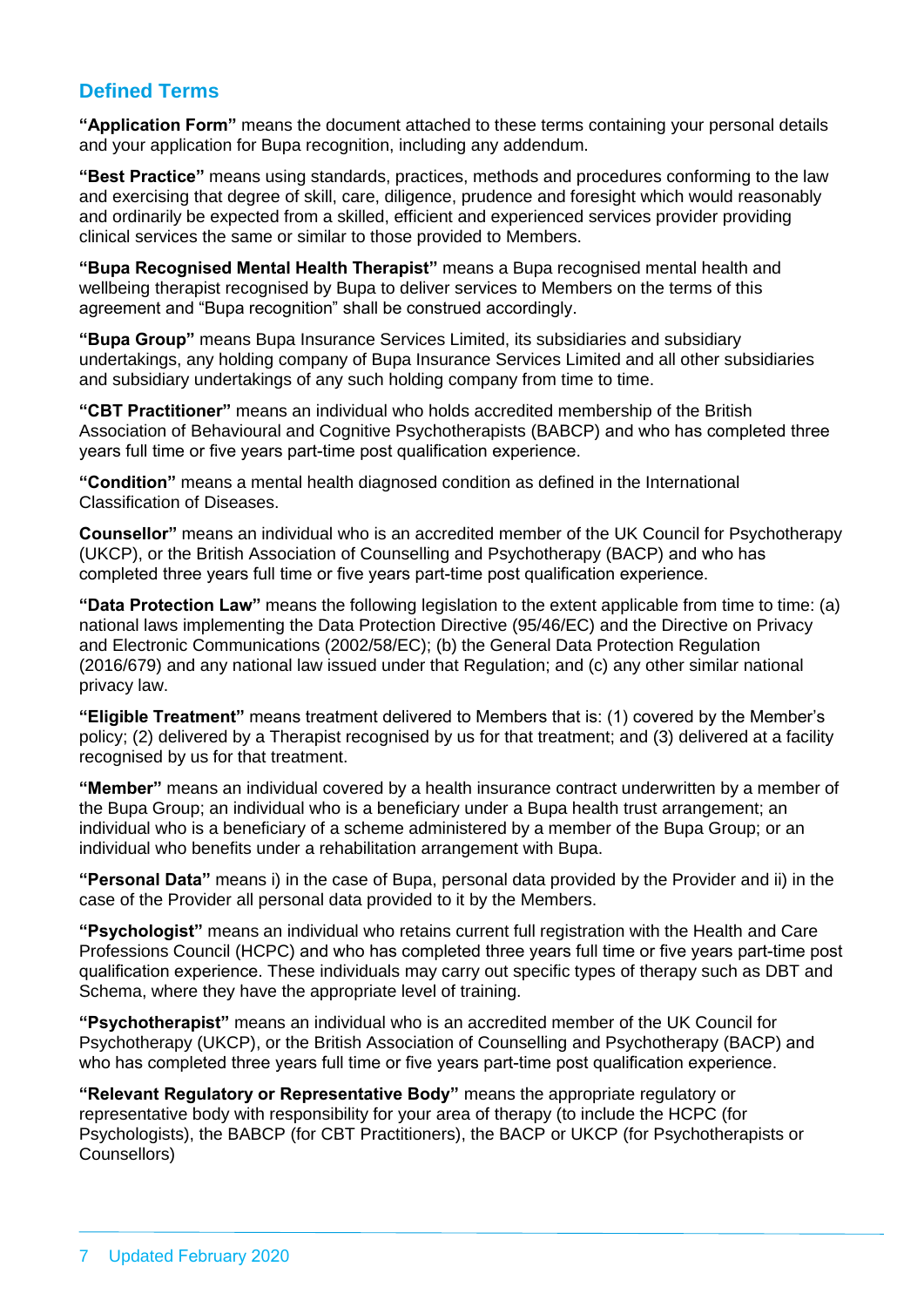## Defined Terms

**"Application Form"** means the document attached to these terms containing your personal details and your application for Bupa recognition, including any addendum.

**"Best Practice"** means using standards, practices, methods and procedures conforming to the law and exercising that degree of skill, care, diligence, prudence and foresight which would reasonably and ordinarily be expected from a skilled, efficient and experienced services provider providing clinical services the same or similar to those provided to Members.

**"Bupa Recognised Mental Health Therapist"** means a Bupa recognised mental health and wellbeing therapist recognised by Bupa to deliver services to Members on the terms of this agreement and "Bupa recognition" shall be construed accordingly.

**"Bupa Group"** means Bupa Insurance Services Limited, its subsidiaries and subsidiary undertakings, any holding company of Bupa Insurance Services Limited and all other subsidiaries and subsidiary undertakings of any such holding company from time to time.

**"CBT Practitioner"** means an individual who holds accredited membership of the British Association of Behavioural and Cognitive Psychotherapists (BABCP) and who has completed three years full time or five years part-time post qualification experience.

**"Condition"** means a mental health diagnosed condition as defined in the International Classification of Diseases.

**Counsellor"** means an individual who is an accredited member of the UK Council for Psychotherapy (UKCP), or the British Association of Counselling and Psychotherapy (BACP) and who has completed three years full time or five years part-time post qualification experience.

**"Data Protection Law"** means the following legislation to the extent applicable from time to time: (a) national laws implementing the Data Protection Directive (95/46/EC) and the Directive on Privacy and Electronic Communications (2002/58/EC); (b) the General Data Protection Regulation (2016/679) and any national law issued under that Regulation; and (c) any other similar national privacy law.

**"Eligible Treatment"** means treatment delivered to Members that is: (1) covered by the Member's policy; (2) delivered by a Therapist recognised by us for that treatment; and (3) delivered at a facility recognised by us for that treatment.

**"Member"** means an individual covered by a health insurance contract underwritten by a member of the Bupa Group; an individual who is a beneficiary under a Bupa health trust arrangement; an individual who is a beneficiary of a scheme administered by a member of the Bupa Group; or an individual who benefits under a rehabilitation arrangement with Bupa.

**"Personal Data"** means i) in the case of Bupa, personal data provided by the Provider and ii) in the case of the Provider all personal data provided to it by the Members.

**"Psychologist"** means an individual who retains current full registration with the Health and Care Professions Council (HCPC) and who has completed three years full time or five years part-time post qualification experience. These individuals may carry out specific types of therapy such as DBT and Schema, where they have the appropriate level of training.

**"Psychotherapist"** means an individual who is an accredited member of the UK Council for Psychotherapy (UKCP), or the British Association of Counselling and Psychotherapy (BACP) and who has completed three years full time or five years part-time post qualification experience.

**"Relevant Regulatory or Representative Body"** means the appropriate regulatory or representative body with responsibility for your area of therapy (to include the HCPC (for Psychologists), the BABCP (for CBT Practitioners), the BACP or UKCP (for Psychotherapists or Counsellors)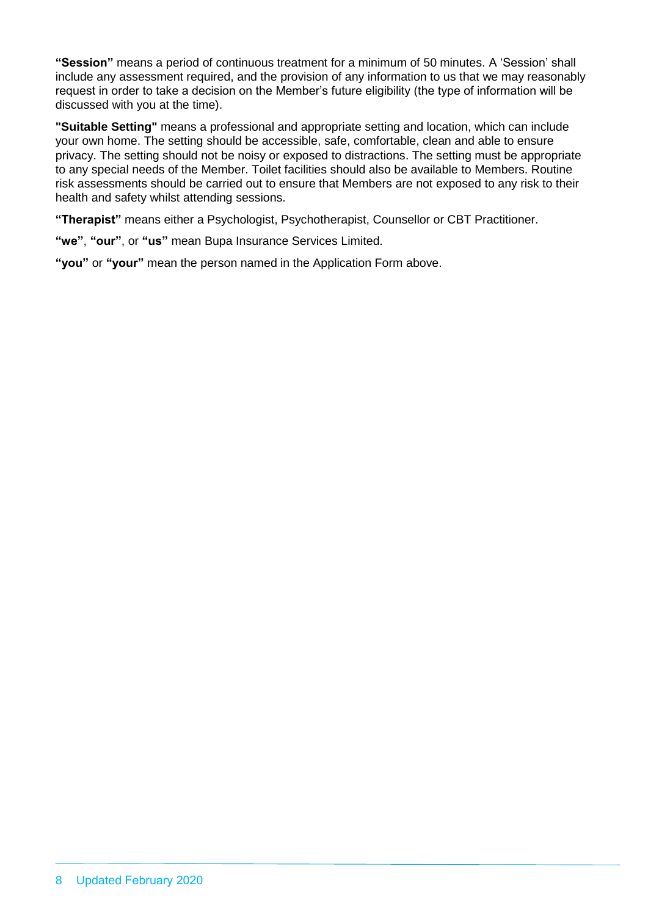**"Session"** means a period of continuous treatment for a minimum of 50 minutes. A 'Session' shall include any assessment required, and the provision of any information to us that we may reasonably request in order to take a decision on the Member's future eligibility (the type of information will be discussed with you at the time).

**"Suitable Setting"** means a professional and appropriate setting and location, which can include your own home. The setting should be accessible, safe, comfortable, clean and able to ensure privacy. The setting should not be noisy or exposed to distractions. The setting must be appropriate to any special needs of the Member. Toilet facilities should also be available to Members. Routine risk assessments should be carried out to ensure that Members are not exposed to any risk to their health and safety whilst attending sessions.

**"Therapist"** means either a Psychologist, Psychotherapist, Counsellor or CBT Practitioner.

**"we"**, **"our"**, or **"us"** mean Bupa Insurance Services Limited.

**"you"** or **"your"** mean the person named in the Application Form above.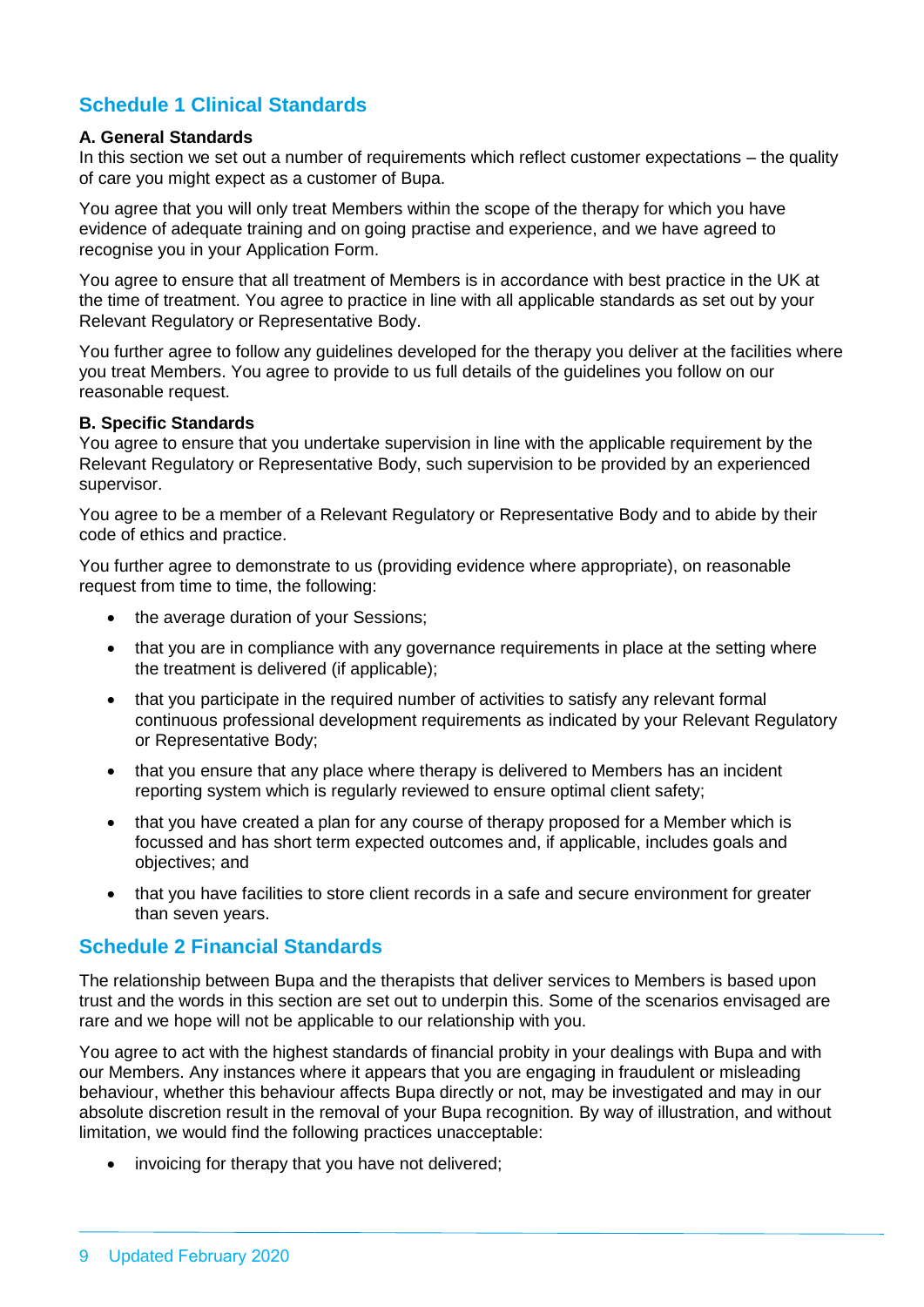## Schedule 1 Clinical Standards

### A. General Standards

In this section we set out a number of requirements which reflect customer expectations – the quality of care you might expect as a customer of Bupa.

You agree that you will only treat Members within the scope of the therapy for which you have evidence of adequate training and on going practise and experience, and we have agreed to recognise you in your Application Form.

You agree to ensure that all treatment of Members is in accordance with best practice in the UK at the time of treatment. You agree to practice in line with all applicable standards as set out by your Relevant Regulatory or Representative Body.

You further agree to follow any guidelines developed for the therapy you deliver at the facilities where you treat Members. You agree to provide to us full details of the guidelines you follow on our reasonable request.

### B. Specific Standards

You agree to ensure that you undertake supervision in line with the applicable requirement by the Relevant Regulatory or Representative Body, such supervision to be provided by an experienced supervisor.

You agree to be a member of a Relevant Regulatory or Representative Body and to abide by their code of ethics and practice.

You further agree to demonstrate to us (providing evidence where appropriate), on reasonable request from time to time, the following:

- the average duration of your Sessions;
- that you are in compliance with any governance requirements in place at the setting where the treatment is delivered (if applicable);
- that you participate in the required number of activities to satisfy any relevant formal continuous professional development requirements as indicated by your Relevant Regulatory or Representative Body;
- that you ensure that any place where therapy is delivered to Members has an incident reporting system which is regularly reviewed to ensure optimal client safety;
- that you have created a plan for any course of therapy proposed for a Member which is focussed and has short term expected outcomes and, if applicable, includes goals and objectives; and
- that you have facilities to store client records in a safe and secure environment for greater than seven years.

## Schedule 2 Financial Standards

The relationship between Bupa and the therapists that deliver services to Members is based upon trust and the words in this section are set out to underpin this. Some of the scenarios envisaged are rare and we hope will not be applicable to our relationship with you.

You agree to act with the highest standards of financial probity in your dealings with Bupa and with our Members. Any instances where it appears that you are engaging in fraudulent or misleading behaviour, whether this behaviour affects Bupa directly or not, may be investigated and may in our absolute discretion result in the removal of your Bupa recognition. By way of illustration, and without limitation, we would find the following practices unacceptable:

- invoicing for therapy that you have not delivered;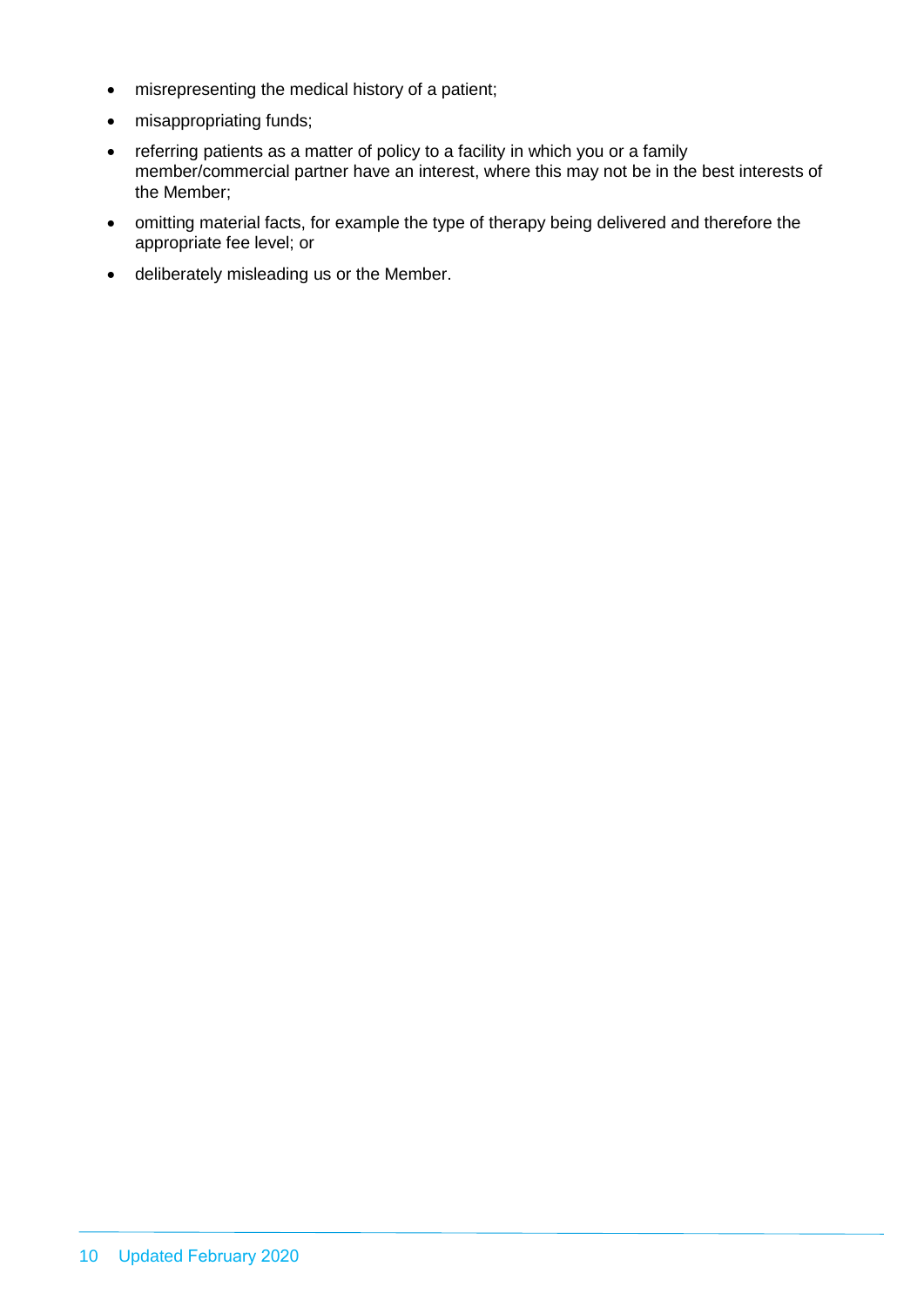- misrepresenting the medical history of a patient;
- misappropriating funds;
- referring patients as a matter of policy to a facility in which you or a family member/commercial partner have an interest, where this may not be in the best interests of the Member;
- omitting material facts, for example the type of therapy being delivered and therefore the appropriate fee level; or
- deliberately misleading us or the Member.